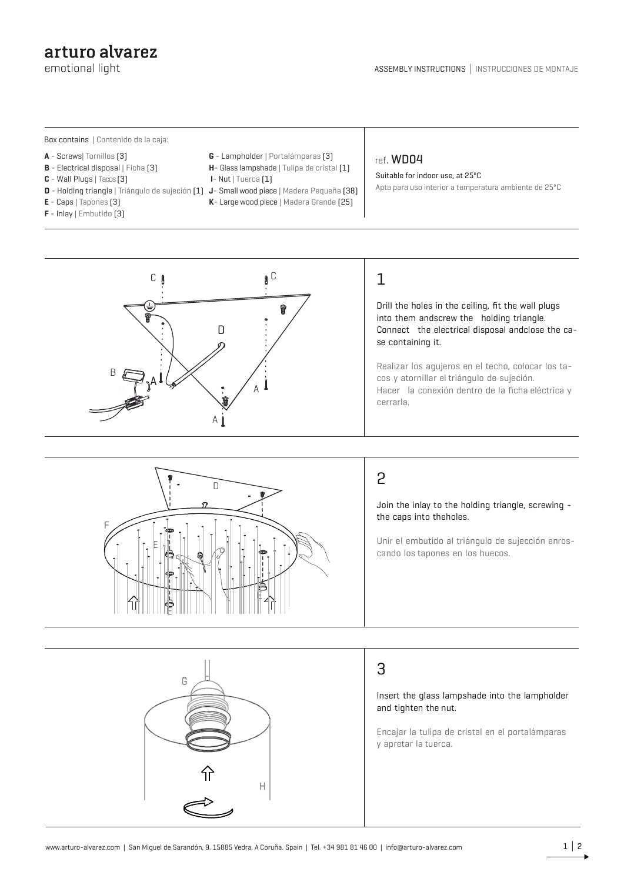# arturo alvarez
emotional light

ASSEMBLY INSTRUCTIONS | INSTRUCCIONES DE MONTAJE

**Box contains** | Contenido de la caja:

- **A** - Screws| Tornillos (3)
- **B** - Electrical disposal | Ficha (3)
- **C** - Wall Plugs | Tacos (3)
- **D** - Holding triangle | Triángulo de sujeción (1)
- **E** - Caps | Tapones (3)
- **F** - Inlay | Embutido (3)
- **G** - Lampholder | Portalámparas (3)
- **H**- Glass lampshade | Tulipa de cristal (1)
- **I**- Nut | Tuerca (1)
- **J**- Small wood piece | Madera Pequeña (38)
- **K**- Large wood piece | Madera Grande (25)

ref. **WD04**

Suitable for indoor use, at 25°C

Apta para uso interior a temperatura ambiente de 25°C

## 1

Drill the holes in the ceiling, fit the wall plugs into them andscrew the holding triangle. Connect the electrical disposal andclose the case containing it.

Realizar los agujeros en el techo, colocar los tacos y atornillar el triángulo de sujeción. Hacer la conexión dentro de la ficha eléctrica y cerrarla.

## 2

Join the inlay to the holding triangle, screwing - the caps into theholes.

Unir el embutido al triángulo de sujección enroscando los tapones en los huecos.

## 3

Insert the glass lampshade into the lampholder and tighten the nut.

Encajar la tulipa de cristal en el portalámparas y apretar la tuerca.

www.arturo-alvarez.com | San Miguel de Sarandón, 9. 15885 Vedra. A Coruña. Spain | Tel. +34 981 81 46 00 | info@arturo-alvarez.com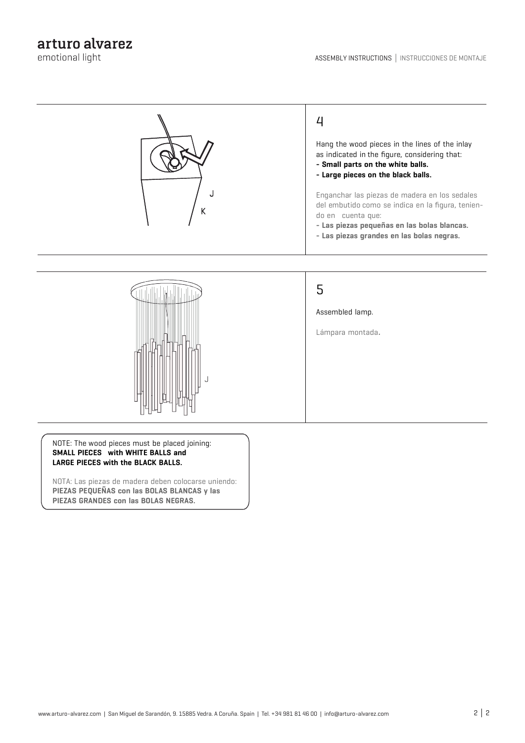## 4

Hang the wood pieces in the lines of the inlay as indicated in the figure, considering that:

- **Small parts on the white balls.**
- **Large pieces on the black balls.**

Enganchar las piezas de madera en los sedales del embutido como se indica en la figura, teniendo en cuenta que:

- **Las piezas pequeñas en las bolas blancas.**
- **Las piezas grandes en las bolas negras.**

## 5

Assembled lamp.

Lámpara montada.

NOTE: The wood pieces must be placed joining:
**SMALL PIECES with WHITE BALLS and LARGE PIECES with the BLACK BALLS.**

NOTA: Las piezas de madera deben colocarse uniendo:
**PIEZAS PEQUEÑAS con las BOLAS BLANCAS y las PIEZAS GRANDES con las BOLAS NEGRAS.**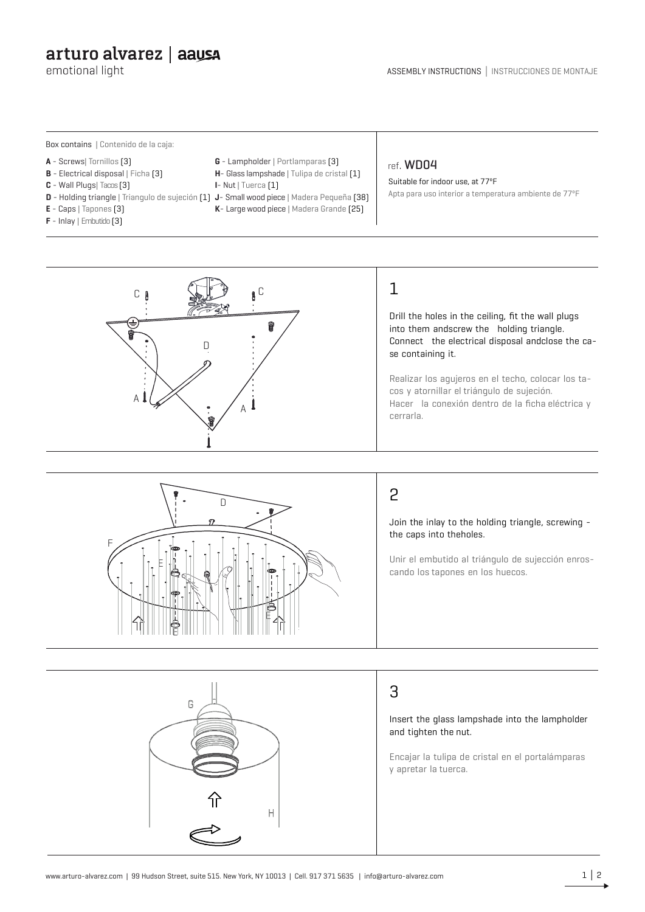# arturo alvarez | aausa

emotional light

ASSEMBLY INSTRUCTIONS | INSTRUCCIONES DE MONTAJE

**Box contains** | Contenido de la caja:

- **A** - Screws| Tornillos (3)
- **B** - Electrical disposal | Ficha (3)
- **C** - Wall Plugs| Tacos (3)
- **D** - Holding triangle | Triangulo de sujeción (1)
- **E** - Caps | Tapones (3)
- **F** - Inlay | Embutido (3)
- **G** - Lampholder | Portlamparas (3)
- **H**- Glass lampshade | Tulipa de cristal (1)
- **I**- Nut | Tuerca (1)
- **J**- Small wood piece | Madera Pequeña (38)
- **K**- Large wood piece | Madera Grande (25)

ref. **WD04**

Suitable for indoor use, at 77ºF

Apta para uso interior a temperatura ambiente de 77ºF

## 1

Drill the holes in the ceiling, fit the wall plugs into them andscrew the holding triangle. Connect the electrical disposal andclose the case containing it.

Realizar los agujeros en el techo, colocar los tacos y atornillar el triángulo de sujeción. Hacer la conexión dentro de la ficha eléctrica y cerrarla.

## 2

Join the inlay to the holding triangle, screwing - the caps into theholes.

Unir el embutido al triángulo de sujección enroscando los tapones en los huecos.

## 3

Insert the glass lampshade into the lampholder and tighten the nut.

Encajar la tulipa de cristal en el portalámparas y apretar la tuerca.

www.arturo-alvarez.com | 99 Hudson Street, suite 515. New York, NY 10013 | Cell. 917 371 5635 | info@arturo-alvarez.com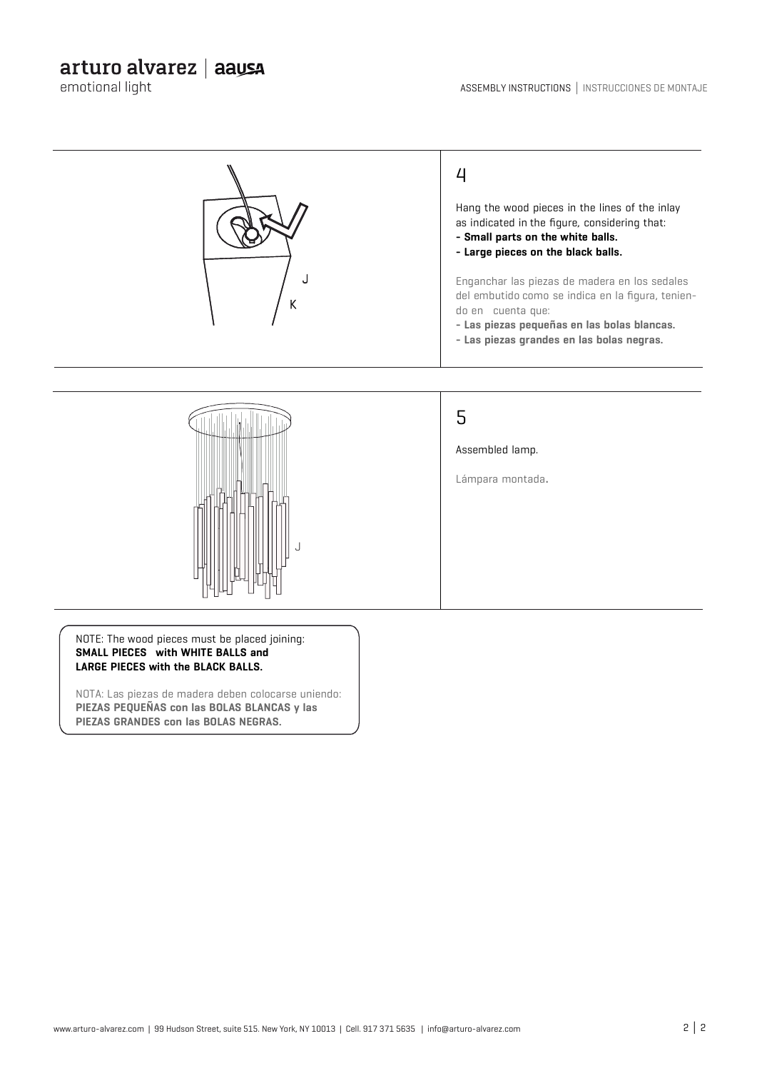## 4

Hang the wood pieces in the lines of the inlay as indicated in the figure, considering that:

**- Small parts on the white balls.**

**- Large pieces on the black balls.**

Enganchar las piezas de madera en los sedales del embutido como se indica en la figura, teniendo en cuenta que:

**- Las piezas pequeñas en las bolas blancas.**

**- Las piezas grandes en las bolas negras.**

J

K

## 5

Assembled lamp.

Lámpara montada.

J

NOTE: The wood pieces must be placed joining:
**SMALL PIECES with WHITE BALLS and LARGE PIECES with the BLACK BALLS.**

NOTA: Las piezas de madera deben colocarse uniendo:
**PIEZAS PEQUEÑAS con las BOLAS BLANCAS y las PIEZAS GRANDES con las BOLAS NEGRAS.**

www.arturo-alvarez.com | 99 Hudson Street, suite 515. New York, NY 10013 | Cell. 917 371 5635 | info@arturo-alvarez.com